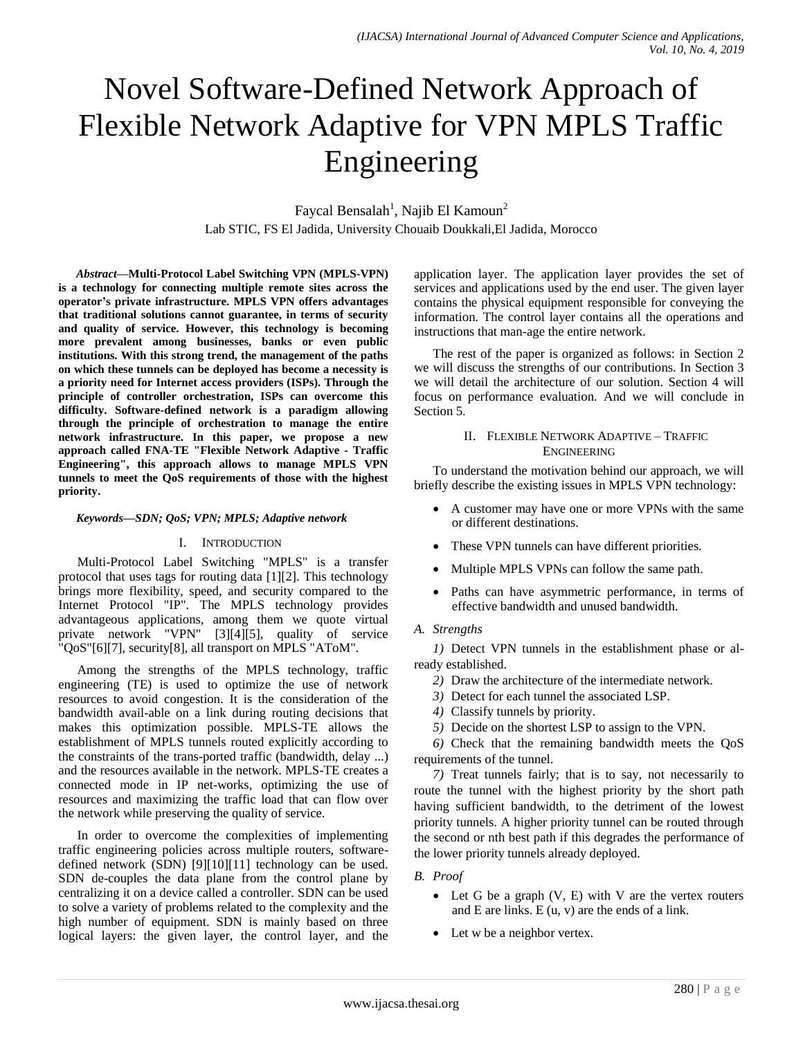# Novel Software-Defined Network Approach of Flexible Network Adaptive for VPN MPLS Traffic Engineering

Faycal Bensalah[1], Najib El Kamoun[2]

Lab STIC, FS El Jadida, University Chouaib Doukkali,El Jadida, Morocco

***Abstract*—Multi-Protocol Label Switching VPN (MPLS-VPN) is a technology for connecting multiple remote sites across the operator's private infrastructure. MPLS VPN offers advantages that traditional solutions cannot guarantee, in terms of security and quality of service. However, this technology is becoming more prevalent among businesses, banks or even public institutions. With this strong trend, the management of the paths on which these tunnels can be deployed has become a necessity is a priority need for Internet access providers (ISPs). Through the principle of controller orchestration, ISPs can overcome this difficulty. Software-defined network is a paradigm allowing through the principle of orchestration to manage the entire network infrastructure. In this paper, we propose a new approach called FNA-TE "Flexible Network Adaptive - Traffic Engineering", this approach allows to manage MPLS VPN tunnels to meet the QoS requirements of those with the highest priority.**

***Keywords—SDN; QoS; VPN; MPLS; Adaptive network***

## I. Introduction

Multi-Protocol Label Switching "MPLS" is a transfer protocol that uses tags for routing data [1][2]. This technology brings more flexibility, speed, and security compared to the Internet Protocol "IP". The MPLS technology provides advantageous applications, among them we quote virtual private network "VPN" [3][4][5], quality of service "QoS"[6][7], security[8], all transport on MPLS "AToM".

Among the strengths of the MPLS technology, traffic engineering (TE) is used to optimize the use of network resources to avoid congestion. It is the consideration of the bandwidth avail-able on a link during routing decisions that makes this optimization possible. MPLS-TE allows the establishment of MPLS tunnels routed explicitly according to the constraints of the trans-ported traffic (bandwidth, delay ...) and the resources available in the network. MPLS-TE creates a connected mode in IP net-works, optimizing the use of resources and maximizing the traffic load that can flow over the network while preserving the quality of service.

In order to overcome the complexities of implementing traffic engineering policies across multiple routers, software-defined network (SDN) [9][10][11] technology can be used. SDN de-couples the data plane from the control plane by centralizing it on a device called a controller. SDN can be used to solve a variety of problems related to the complexity and the high number of equipment. SDN is mainly based on three logical layers: the given layer, the control layer, and the application layer. The application layer provides the set of services and applications used by the end user. The given layer contains the physical equipment responsible for conveying the information. The control layer contains all the operations and instructions that man-age the entire network.

The rest of the paper is organized as follows: in Section 2 we will discuss the strengths of our contributions. In Section 3 we will detail the architecture of our solution. Section 4 will focus on performance evaluation. And we will conclude in Section 5.

## II. Flexible Network Adaptive – Traffic Engineering

To understand the motivation behind our approach, we will briefly describe the existing issues in MPLS VPN technology:

- A customer may have one or more VPNs with the same or different destinations.
- These VPN tunnels can have different priorities.
- Multiple MPLS VPNs can follow the same path.
- Paths can have asymmetric performance, in terms of effective bandwidth and unused bandwidth.

### *A. Strengths*

*1)* Detect VPN tunnels in the establishment phase or al-ready established.

*2)* Draw the architecture of the intermediate network.

*3)* Detect for each tunnel the associated LSP.

*4)* Classify tunnels by priority.

*5)* Decide on the shortest LSP to assign to the VPN.

*6)* Check that the remaining bandwidth meets the QoS requirements of the tunnel.

*7)* Treat tunnels fairly; that is to say, not necessarily to route the tunnel with the highest priority by the short path having sufficient bandwidth, to the detriment of the lowest priority tunnels. A higher priority tunnel can be routed through the second or nth best path if this degrades the performance of the lower priority tunnels already deployed.

### *B. Proof*

- Let G be a graph (V, E) with V are the vertex routers and E are links. E (u, v) are the ends of a link.
- Let w be a neighbor vertex.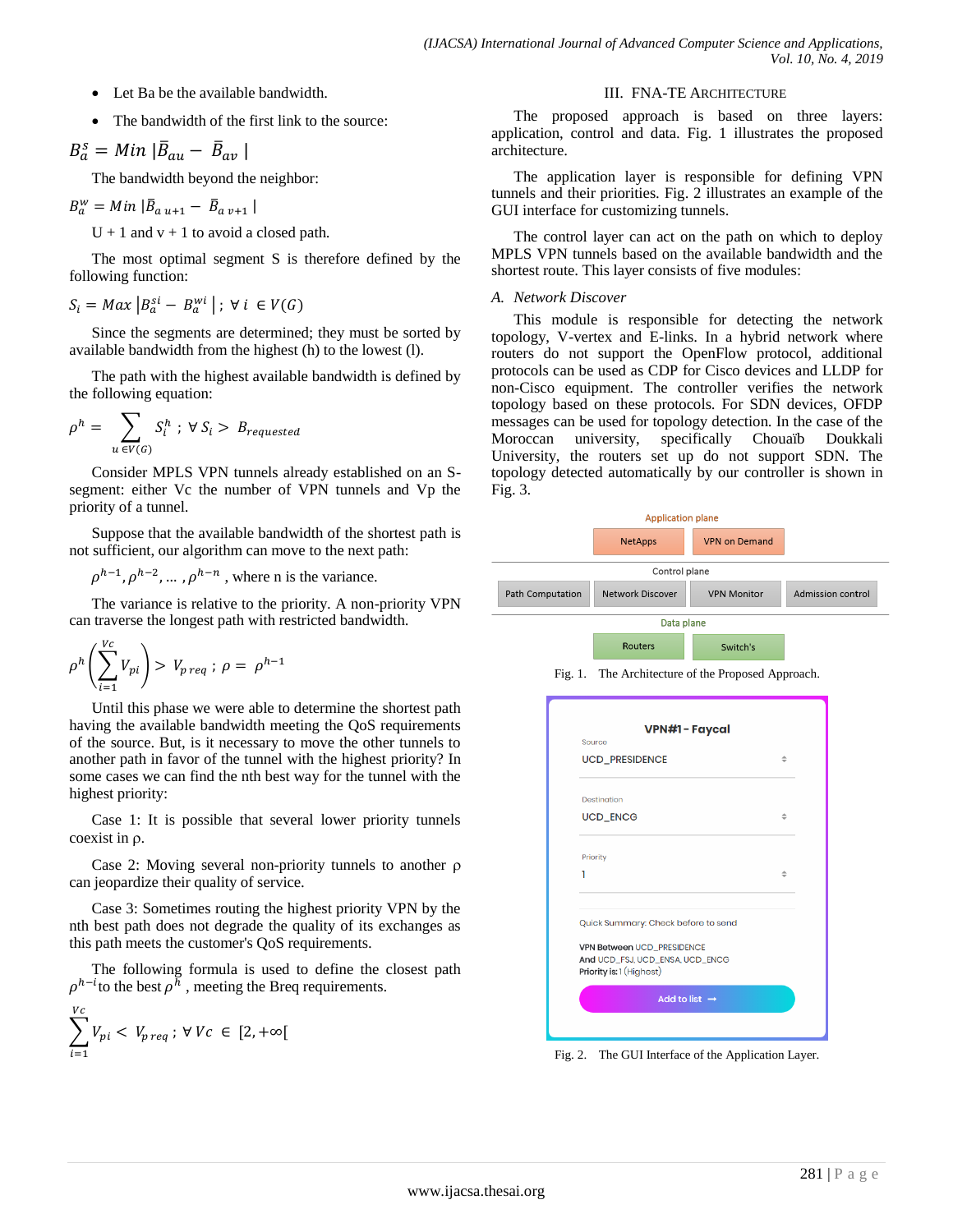- Let Ba be the available bandwidth.
- The bandwidth of the first link to the source:

$$B_a^s = Min\,|\bar{B}_{au} - \bar{B}_{av}|$$

The bandwidth beyond the neighbor:

$$B_a^w = Min\,|\bar{B}_{a\,u+1} - \bar{B}_{a\,v+1}|$$

U + 1 and v + 1 to avoid a closed path.

The most optimal segment S is therefore defined by the following function:

$$S_i = Max\,|B_a^{si} - B_a^{wi}|\,;\ \forall\, i\, \in V(G)$$

Since the segments are determined; they must be sorted by available bandwidth from the highest (h) to the lowest (l).

The path with the highest available bandwidth is defined by the following equation:

$$\rho^h = \sum_{u\, \in V(G)} S_i^h\ ;\ \forall\, S_i > B_{requested}$$

Consider MPLS VPN tunnels already established on an S-segment: either Vc the number of VPN tunnels and Vp the priority of a tunnel.

Suppose that the available bandwidth of the shortest path is not sufficient, our algorithm can move to the next path:

$\rho^{h-1}, \rho^{h-2}, \ldots, \rho^{h-n}$, where n is the variance.

The variance is relative to the priority. A non-priority VPN can traverse the longest path with restricted bandwidth.

$$\rho^h\left(\sum_{i=1}^{Vc} V_{pi}\right) > V_{p\,req}\ ;\ \rho = \rho^{h-1}$$

Until this phase we were able to determine the shortest path having the available bandwidth meeting the QoS requirements of the source. But, is it necessary to move the other tunnels to another path in favor of the tunnel with the highest priority? In some cases we can find the nth best way for the tunnel with the highest priority:

Case 1: It is possible that several lower priority tunnels coexist in ρ.

Case 2: Moving several non-priority tunnels to another ρ can jeopardize their quality of service.

Case 3: Sometimes routing the highest priority VPN by the nth best path does not degrade the quality of its exchanges as this path meets the customer's QoS requirements.

The following formula is used to define the closest path $\rho^{h-i}$ to the best $\rho^h$, meeting the Breq requirements.

$$\sum_{i=1}^{Vc} V_{pi} < V_{p\,req}\ ;\ \forall\, Vc\, \in\, [2, +\infty[$$

## III. FNA-TE Architecture

The proposed approach is based on three layers: application, control and data. Fig. 1 illustrates the proposed architecture.

The application layer is responsible for defining VPN tunnels and their priorities. Fig. 2 illustrates an example of the GUI interface for customizing tunnels.

The control layer can act on the path on which to deploy MPLS VPN tunnels based on the available bandwidth and the shortest route. This layer consists of five modules:

### *A. Network Discover*

This module is responsible for detecting the network topology, V-vertex and E-links. In a hybrid network where routers do not support the OpenFlow protocol, additional protocols can be used as CDP for Cisco devices and LLDP for non-Cisco equipment. The controller verifies the network topology based on these protocols. For SDN devices, OFDP messages can be used for topology detection. In the case of the Moroccan university, specifically Chouaïb Doukkali University, the routers set up do not support SDN. The topology detected automatically by our controller is shown in Fig. 3.

Application plane

NetApps | VPN on Demand

Control plane

Path Computation | Network Discover | VPN Monitor | Admission control

Data plane

Routers | Switch's

Fig. 1. The Architecture of the Proposed Approach.

VPN#1 - Faycal

Source: UCD_PRESIDENCE

Destination: UCD_ENCG

Priority: 1

Quick Summary: Check before to send

VPN Between UCD_PRESIDENCE
And UCD_FSJ, UCD_ENSA, UCD_ENCG
Priority is: 1 (Highest)

Add to list →

Fig. 2. The GUI Interface of the Application Layer.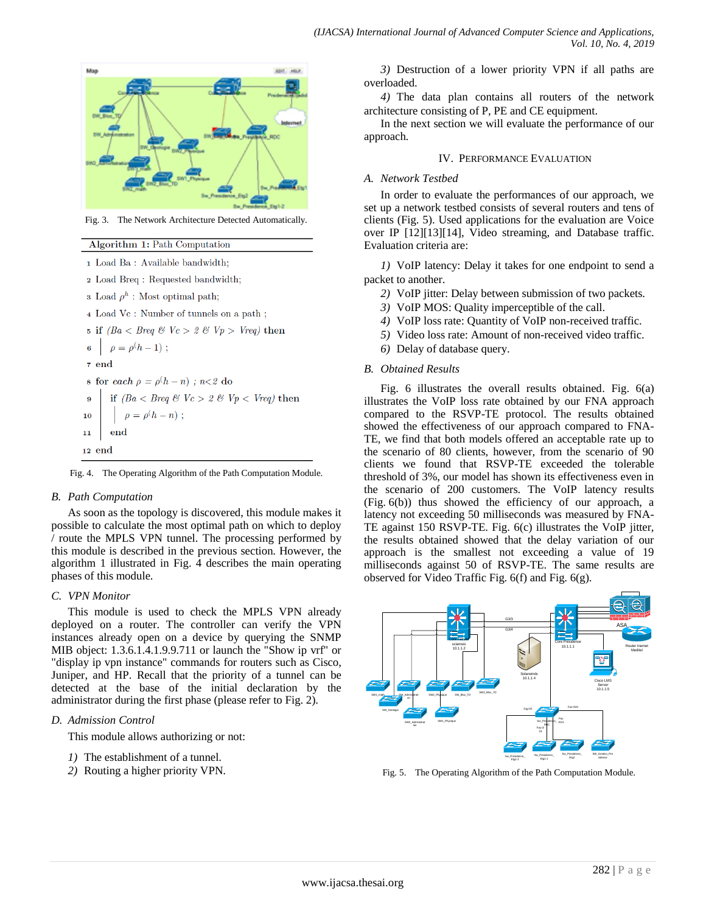Fig. 3. The Network Architecture Detected Automatically.

**Algorithm 1: Path Computation**

```
1  Load Ba : Available bandwidth;
2  Load Breq : Requested bandwidth;
3  Load ρ^h : Most optimal path;
4  Load Vc : Number of tunnels on a path ;
5  if (Ba < Breq & Vc > 2 & Vp > Vreq) then
6  |   ρ = ρ(h − 1) ;
7  end
8  for each ρ = ρ(h − n) ; n<2 do
9  |   if (Ba < Breq & Vc > 2 & Vp < Vreq) then
10 |   |   ρ = ρ(h − n) ;
11 |   end
12 end
```

Fig. 4. The Operating Algorithm of the Path Computation Module.

### B. Path Computation

As soon as the topology is discovered, this module makes it possible to calculate the most optimal path on which to deploy / route the MPLS VPN tunnel. The processing performed by this module is described in the previous section. However, the algorithm 1 illustrated in Fig. 4 describes the main operating phases of this module.

### C. VPN Monitor

This module is used to check the MPLS VPN already deployed on a router. The controller can verify the VPN instances already open on a device by querying the SNMP MIB object: 1.3.6.1.4.1.9.9.711 or launch the "Show ip vrf" or "display ip vpn instance" commands for routers such as Cisco, Juniper, and HP. Recall that the priority of a tunnel can be detected at the base of the initial declaration by the administrator during the first phase (please refer to Fig. 2).

### D. Admission Control

This module allows authorizing or not:

1) The establishment of a tunnel.
2) Routing a higher priority VPN.
3) Destruction of a lower priority VPN if all paths are overloaded.
4) The data plan contains all routers of the network architecture consisting of P, PE and CE equipment.

In the next section we will evaluate the performance of our approach.

## IV. Performance Evaluation

### A. Network Testbed

In order to evaluate the performances of our approach, we set up a network testbed consists of several routers and tens of clients (Fig. 5). Used applications for the evaluation are Voice over IP [12][13][14], Video streaming, and Database traffic. Evaluation criteria are:

1) VoIP latency: Delay it takes for one endpoint to send a packet to another.
2) VoIP jitter: Delay between submission of two packets.
3) VoIP MOS: Quality imperceptible of the call.
4) VoIP loss rate: Quantity of VoIP non-received traffic.
5) Video loss rate: Amount of non-received video traffic.
6) Delay of database query.

### B. Obtained Results

Fig. 6 illustrates the overall results obtained. Fig. 6(a) illustrates the VoIP loss rate obtained by our FNA approach compared to the RSVP-TE protocol. The results obtained showed the effectiveness of our approach compared to FNA-TE, we find that both models offered an acceptable rate up to the scenario of 80 clients, however, from the scenario of 90 clients we found that RSVP-TE exceeded the tolerable threshold of 3%, our model has shown its effectiveness even in the scenario of 200 customers. The VoIP latency results (Fig. 6(b)) thus showed the efficiency of our approach, a latency not exceeding 50 milliseconds was measured by FNA-TE against 150 RSVP-TE. Fig. 6(c) illustrates the VoIP jitter, the results obtained showed that the delay variation of our approach is the smallest not exceeding a value of 19 milliseconds against 50 of RSVP-TE. The same results are observed for Video Traffic Fig. 6(f) and Fig. 6(g).

Fig. 5. The Operating Algorithm of the Path Computation Module.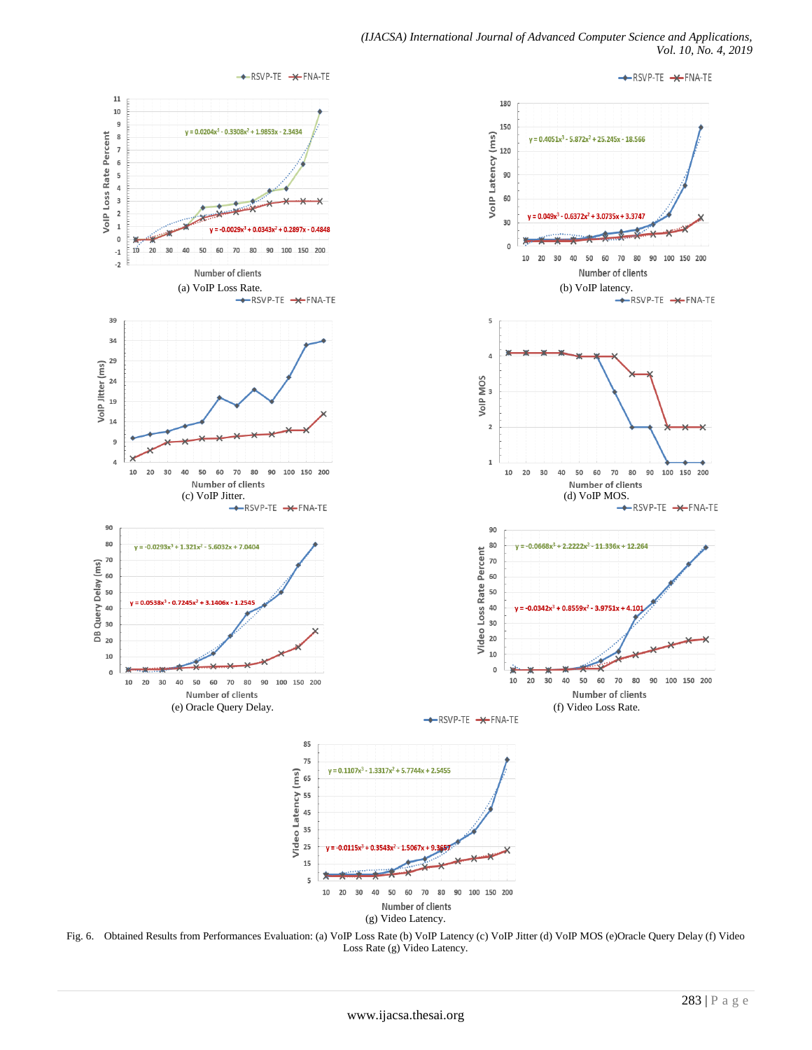(a) VoIP Loss Rate.

(b) VoIP latency.

(c) VoIP Jitter.

(d) VoIP MOS.

(e) Oracle Query Delay.

(f) Video Loss Rate.

(g) Video Latency.

Fig. 6. Obtained Results from Performances Evaluation: (a) VoIP Loss Rate (b) VoIP Latency (c) VoIP Jitter (d) VoIP MOS (e)Oracle Query Delay (f) Video Loss Rate (g) Video Latency.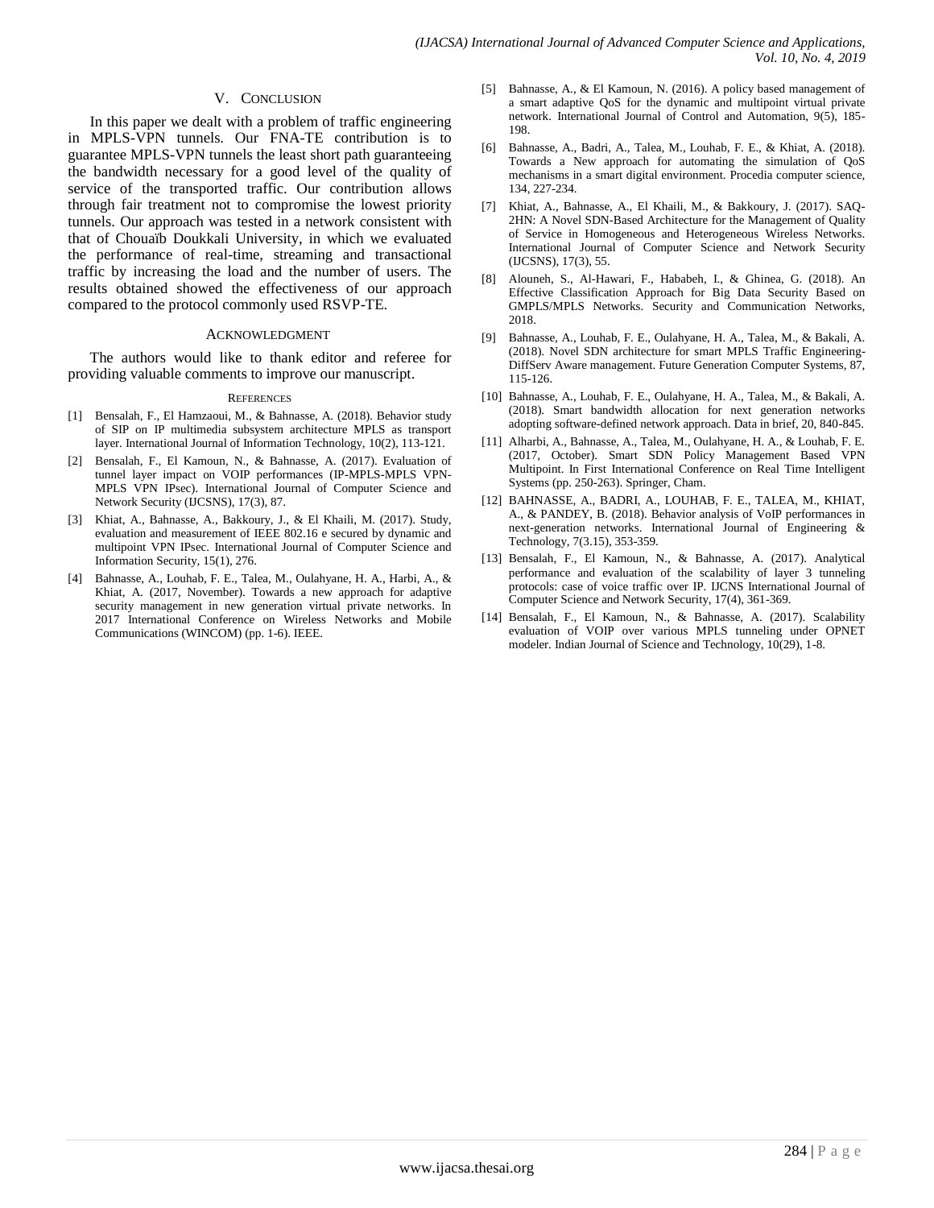## V. Conclusion

In this paper we dealt with a problem of traffic engineering in MPLS-VPN tunnels. Our FNA-TE contribution is to guarantee MPLS-VPN tunnels the least short path guaranteeing the bandwidth necessary for a good level of the quality of service of the transported traffic. Our contribution allows through fair treatment not to compromise the lowest priority tunnels. Our approach was tested in a network consistent with that of Chouaïb Doukkali University, in which we evaluated the performance of real-time, streaming and transactional traffic by increasing the load and the number of users. The results obtained showed the effectiveness of our approach compared to the protocol commonly used RSVP-TE.

## Acknowledgment

The authors would like to thank editor and referee for providing valuable comments to improve our manuscript.

## References

[1] Bensalah, F., El Hamzaoui, M., & Bahnasse, A. (2018). Behavior study of SIP on IP multimedia subsystem architecture MPLS as transport layer. International Journal of Information Technology, 10(2), 113-121.

[2] Bensalah, F., El Kamoun, N., & Bahnasse, A. (2017). Evaluation of tunnel layer impact on VOIP performances (IP-MPLS-MPLS VPN-MPLS VPN IPsec). International Journal of Computer Science and Network Security (IJCSNS), 17(3), 87.

[3] Khiat, A., Bahnasse, A., Bakkoury, J., & El Khaili, M. (2017). Study, evaluation and measurement of IEEE 802.16 e secured by dynamic and multipoint VPN IPsec. International Journal of Computer Science and Information Security, 15(1), 276.

[4] Bahnasse, A., Louhab, F. E., Talea, M., Oulahyane, H. A., Harbi, A., & Khiat, A. (2017, November). Towards a new approach for adaptive security management in new generation virtual private networks. In 2017 International Conference on Wireless Networks and Mobile Communications (WINCOM) (pp. 1-6). IEEE.

[5] Bahnasse, A., & El Kamoun, N. (2016). A policy based management of a smart adaptive QoS for the dynamic and multipoint virtual private network. International Journal of Control and Automation, 9(5), 185-198.

[6] Bahnasse, A., Badri, A., Talea, M., Louhab, F. E., & Khiat, A. (2018). Towards a New approach for automating the simulation of QoS mechanisms in a smart digital environment. Procedia computer science, 134, 227-234.

[7] Khiat, A., Bahnasse, A., El Khaili, M., & Bakkoury, J. (2017). SAQ-2HN: A Novel SDN-Based Architecture for the Management of Quality of Service in Homogeneous and Heterogeneous Wireless Networks. International Journal of Computer Science and Network Security (IJCSNS), 17(3), 55.

[8] Alouneh, S., Al-Hawari, F., Hababeh, I., & Ghinea, G. (2018). An Effective Classification Approach for Big Data Security Based on GMPLS/MPLS Networks. Security and Communication Networks, 2018.

[9] Bahnasse, A., Louhab, F. E., Oulahyane, H. A., Talea, M., & Bakali, A. (2018). Novel SDN architecture for smart MPLS Traffic Engineering-DiffServ Aware management. Future Generation Computer Systems, 87, 115-126.

[10] Bahnasse, A., Louhab, F. E., Oulahyane, H. A., Talea, M., & Bakali, A. (2018). Smart bandwidth allocation for next generation networks adopting software-defined network approach. Data in brief, 20, 840-845.

[11] Alharbi, A., Bahnasse, A., Talea, M., Oulahyane, H. A., & Louhab, F. E. (2017, October). Smart SDN Policy Management Based VPN Multipoint. In First International Conference on Real Time Intelligent Systems (pp. 250-263). Springer, Cham.

[12] BAHNASSE, A., BADRI, A., LOUHAB, F. E., TALEA, M., KHIAT, A., & PANDEY, B. (2018). Behavior analysis of VoIP performances in next-generation networks. International Journal of Engineering & Technology, 7(3.15), 353-359.

[13] Bensalah, F., El Kamoun, N., & Bahnasse, A. (2017). Analytical performance and evaluation of the scalability of layer 3 tunneling protocols: case of voice traffic over IP. IJCNS International Journal of Computer Science and Network Security, 17(4), 361-369.

[14] Bensalah, F., El Kamoun, N., & Bahnasse, A. (2017). Scalability evaluation of VOIP over various MPLS tunneling under OPNET modeler. Indian Journal of Science and Technology, 10(29), 1-8.